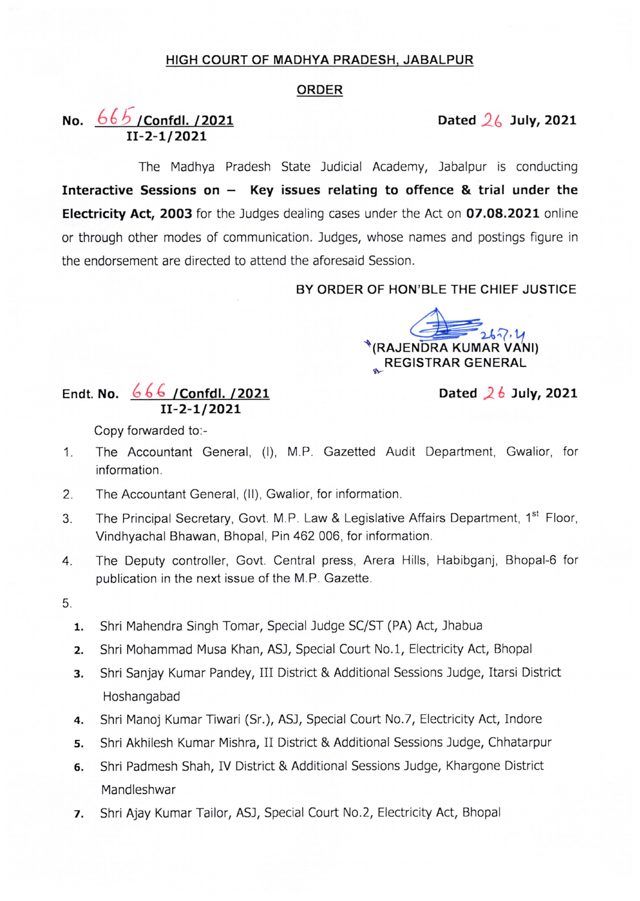**HIGH COURT OF MADHYA PRADESH, JABALPUR**

**ORDER**

**No. 665 /Confdl. /2021**
**II-2-1/2021**

**Dated 26 July, 2021**

The Madhya Pradesh State Judicial Academy, Jabalpur is conducting **Interactive Sessions on – Key issues relating to offence & trial under the Electricity Act, 2003** for the Judges dealing cases under the Act on **07.08.2021** online or through other modes of communication. Judges, whose names and postings figure in the endorsement are directed to attend the aforesaid Session.

BY ORDER OF HON'BLE THE CHIEF JUSTICE

26.7.21
(RAJENDRA KUMAR VANI)
REGISTRAR GENERAL

**Endt. No. 666 /Confdl. /2021**
**II-2-1/2021**

**Dated 26 July, 2021**

Copy forwarded to:-

1. The Accountant General, (I), M.P. Gazetted Audit Department, Gwalior, for information.
2. The Accountant General, (II), Gwalior, for information.
3. The Principal Secretary, Govt. M.P. Law & Legislative Affairs Department, 1st Floor, Vindhyachal Bhawan, Bhopal, Pin 462 006, for information.
4. The Deputy controller, Govt. Central press, Arera Hills, Habibganj, Bhopal-6 for publication in the next issue of the M.P. Gazette.
5. 
    1. Shri Mahendra Singh Tomar, Special Judge SC/ST (PA) Act, Jhabua
    2. Shri Mohammad Musa Khan, ASJ, Special Court No.1, Electricity Act, Bhopal
    3. Shri Sanjay Kumar Pandey, III District & Additional Sessions Judge, Itarsi District Hoshangabad
    4. Shri Manoj Kumar Tiwari (Sr.), ASJ, Special Court No.7, Electricity Act, Indore
    5. Shri Akhilesh Kumar Mishra, II District & Additional Sessions Judge, Chhatarpur
    6. Shri Padmesh Shah, IV District & Additional Sessions Judge, Khargone District Mandleshwar
    7. Shri Ajay Kumar Tailor, ASJ, Special Court No.2, Electricity Act, Bhopal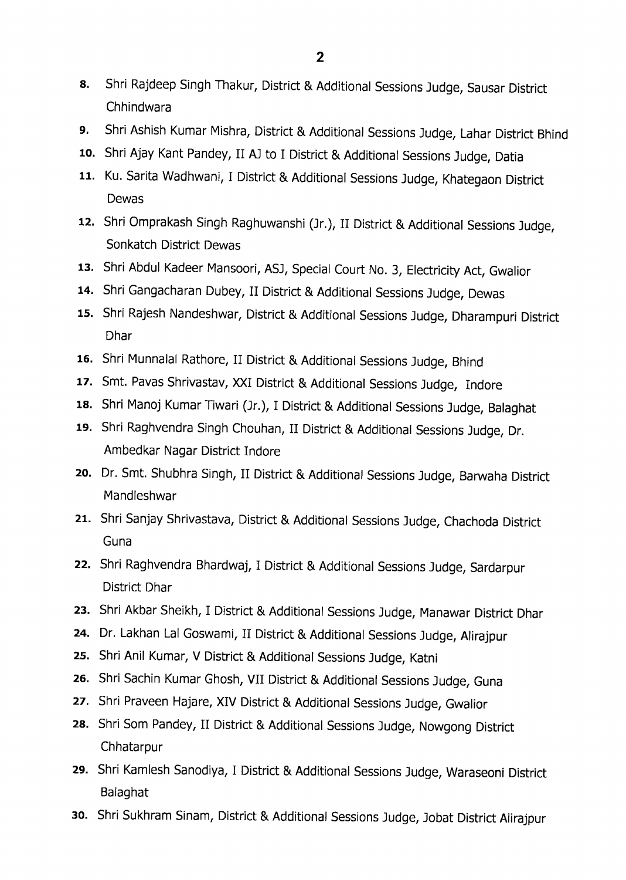8. Shri Rajdeep Singh Thakur, District & Additional Sessions Judge, Sausar District Chhindwara
9. Shri Ashish Kumar Mishra, District & Additional Sessions Judge, Lahar District Bhind
10. Shri Ajay Kant Pandey, II AJ to I District & Additional Sessions Judge, Datia
11. Ku. Sarita Wadhwani, I District & Additional Sessions Judge, Khategaon District Dewas
12. Shri Omprakash Singh Raghuwanshi (Jr.), II District & Additional Sessions Judge, Sonkatch District Dewas
13. Shri Abdul Kadeer Mansoori, ASJ, Special Court No. 3, Electricity Act, Gwalior
14. Shri Gangacharan Dubey, II District & Additional Sessions Judge, Dewas
15. Shri Rajesh Nandeshwar, District & Additional Sessions Judge, Dharampuri District Dhar
16. Shri Munnalal Rathore, II District & Additional Sessions Judge, Bhind
17. Smt. Pavas Shrivastav, XXI District & Additional Sessions Judge, Indore
18. Shri Manoj Kumar Tiwari (Jr.), I District & Additional Sessions Judge, Balaghat
19. Shri Raghvendra Singh Chouhan, II District & Additional Sessions Judge, Dr. Ambedkar Nagar District Indore
20. Dr. Smt. Shubhra Singh, II District & Additional Sessions Judge, Barwaha District Mandleshwar
21. Shri Sanjay Shrivastava, District & Additional Sessions Judge, Chachoda District Guna
22. Shri Raghvendra Bhardwaj, I District & Additional Sessions Judge, Sardarpur District Dhar
23. Shri Akbar Sheikh, I District & Additional Sessions Judge, Manawar District Dhar
24. Dr. Lakhan Lal Goswami, II District & Additional Sessions Judge, Alirajpur
25. Shri Anil Kumar, V District & Additional Sessions Judge, Katni
26. Shri Sachin Kumar Ghosh, VII District & Additional Sessions Judge, Guna
27. Shri Praveen Hajare, XIV District & Additional Sessions Judge, Gwalior
28. Shri Som Pandey, II District & Additional Sessions Judge, Nowgong District Chhatarpur
29. Shri Kamlesh Sanodiya, I District & Additional Sessions Judge, Waraseoni District Balaghat
30. Shri Sukhram Sinam, District & Additional Sessions Judge, Jobat District Alirajpur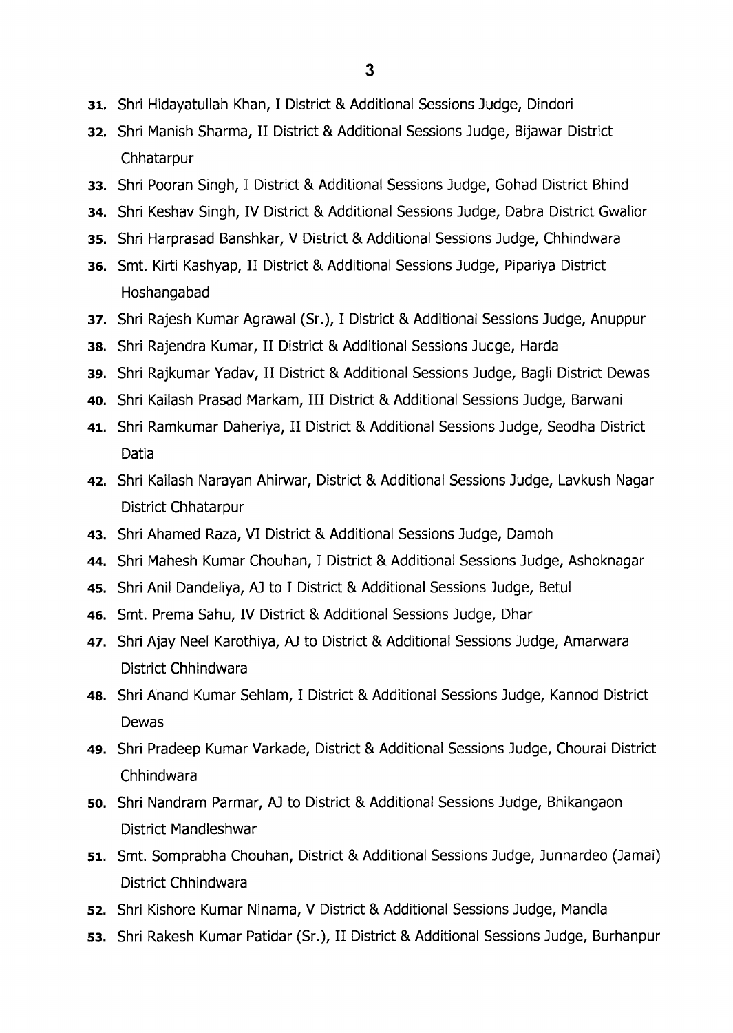31. Shri Hidayatullah Khan, I District & Additional Sessions Judge, Dindori
32. Shri Manish Sharma, II District & Additional Sessions Judge, Bijawar District Chhatarpur
33. Shri Pooran Singh, I District & Additional Sessions Judge, Gohad District Bhind
34. Shri Keshav Singh, IV District & Additional Sessions Judge, Dabra District Gwalior
35. Shri Harprasad Banshkar, V District & Additional Sessions Judge, Chhindwara
36. Smt. Kirti Kashyap, II District & Additional Sessions Judge, Pipariya District Hoshangabad
37. Shri Rajesh Kumar Agrawal (Sr.), I District & Additional Sessions Judge, Anuppur
38. Shri Rajendra Kumar, II District & Additional Sessions Judge, Harda
39. Shri Rajkumar Yadav, II District & Additional Sessions Judge, Bagli District Dewas
40. Shri Kailash Prasad Markam, III District & Additional Sessions Judge, Barwani
41. Shri Ramkumar Daheriya, II District & Additional Sessions Judge, Seodha District Datia
42. Shri Kailash Narayan Ahirwar, District & Additional Sessions Judge, Lavkush Nagar District Chhatarpur
43. Shri Ahamed Raza, VI District & Additional Sessions Judge, Damoh
44. Shri Mahesh Kumar Chouhan, I District & Additional Sessions Judge, Ashoknagar
45. Shri Anil Dandeliya, AJ to I District & Additional Sessions Judge, Betul
46. Smt. Prema Sahu, IV District & Additional Sessions Judge, Dhar
47. Shri Ajay Neel Karothiya, AJ to District & Additional Sessions Judge, Amarwara District Chhindwara
48. Shri Anand Kumar Sehlam, I District & Additional Sessions Judge, Kannod District Dewas
49. Shri Pradeep Kumar Varkade, District & Additional Sessions Judge, Chourai District Chhindwara
50. Shri Nandram Parmar, AJ to District & Additional Sessions Judge, Bhikangaon District Mandleshwar
51. Smt. Somprabha Chouhan, District & Additional Sessions Judge, Junnardeo (Jamai) District Chhindwara
52. Shri Kishore Kumar Ninama, V District & Additional Sessions Judge, Mandla
53. Shri Rakesh Kumar Patidar (Sr.), II District & Additional Sessions Judge, Burhanpur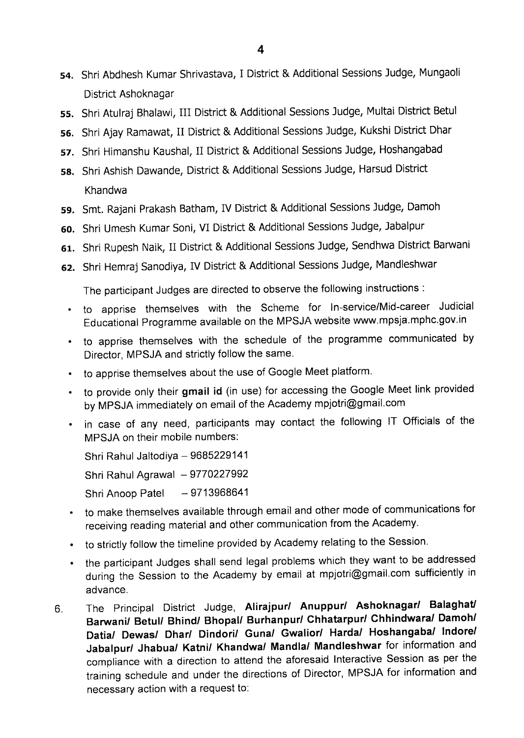54. Shri Abdhesh Kumar Shrivastava, I District & Additional Sessions Judge, Mungaoli District Ashoknagar
55. Shri Atulraj Bhalawi, III District & Additional Sessions Judge, Multai District Betul
56. Shri Ajay Ramawat, II District & Additional Sessions Judge, Kukshi District Dhar
57. Shri Himanshu Kaushal, II District & Additional Sessions Judge, Hoshangabad
58. Shri Ashish Dawande, District & Additional Sessions Judge, Harsud District Khandwa
59. Smt. Rajani Prakash Batham, IV District & Additional Sessions Judge, Damoh
60. Shri Umesh Kumar Soni, VI District & Additional Sessions Judge, Jabalpur
61. Shri Rupesh Naik, II District & Additional Sessions Judge, Sendhwa District Barwani
62. Shri Hemraj Sanodiya, IV District & Additional Sessions Judge, Mandleshwar

The participant Judges are directed to observe the following instructions :

- to apprise themselves with the Scheme for In-service/Mid-career Judicial Educational Programme available on the MPSJA website www.mpsja.mphc.gov.in
- to apprise themselves with the schedule of the programme communicated by Director, MPSJA and strictly follow the same.
- to apprise themselves about the use of Google Meet platform.
- to provide only their **gmail id** (in use) for accessing the Google Meet link provided by MPSJA immediately on email of the Academy mpjotri@gmail.com
- in case of any need, participants may contact the following IT Officials of the MPSJA on their mobile numbers:

  Shri Rahul Jaltodiya – 9685229141

  Shri Rahul Agrawal – 9770227992

  Shri Anoop Patel – 9713968641
- to make themselves available through email and other mode of communications for receiving reading material and other communication from the Academy.
- to strictly follow the timeline provided by Academy relating to the Session.
- the participant Judges shall send legal problems which they want to be addressed during the Session to the Academy by email at mpjotri@gmail.com sufficiently in advance.

6. The Principal District Judge, **Alirajpur/ Anuppur/ Ashoknagar/ Balaghat/ Barwani/ Betul/ Bhind/ Bhopal/ Burhanpur/ Chhatarpur/ Chhindwara/ Damoh/ Datia/ Dewas/ Dhar/ Dindori/ Guna/ Gwalior/ Harda/ Hoshangaba/ Indore/ Jabalpur/ Jhabua/ Katni/ Khandwa/ Mandla/ Mandleshwar** for information and compliance with a direction to attend the aforesaid Interactive Session as per the training schedule and under the directions of Director, MPSJA for information and necessary action with a request to: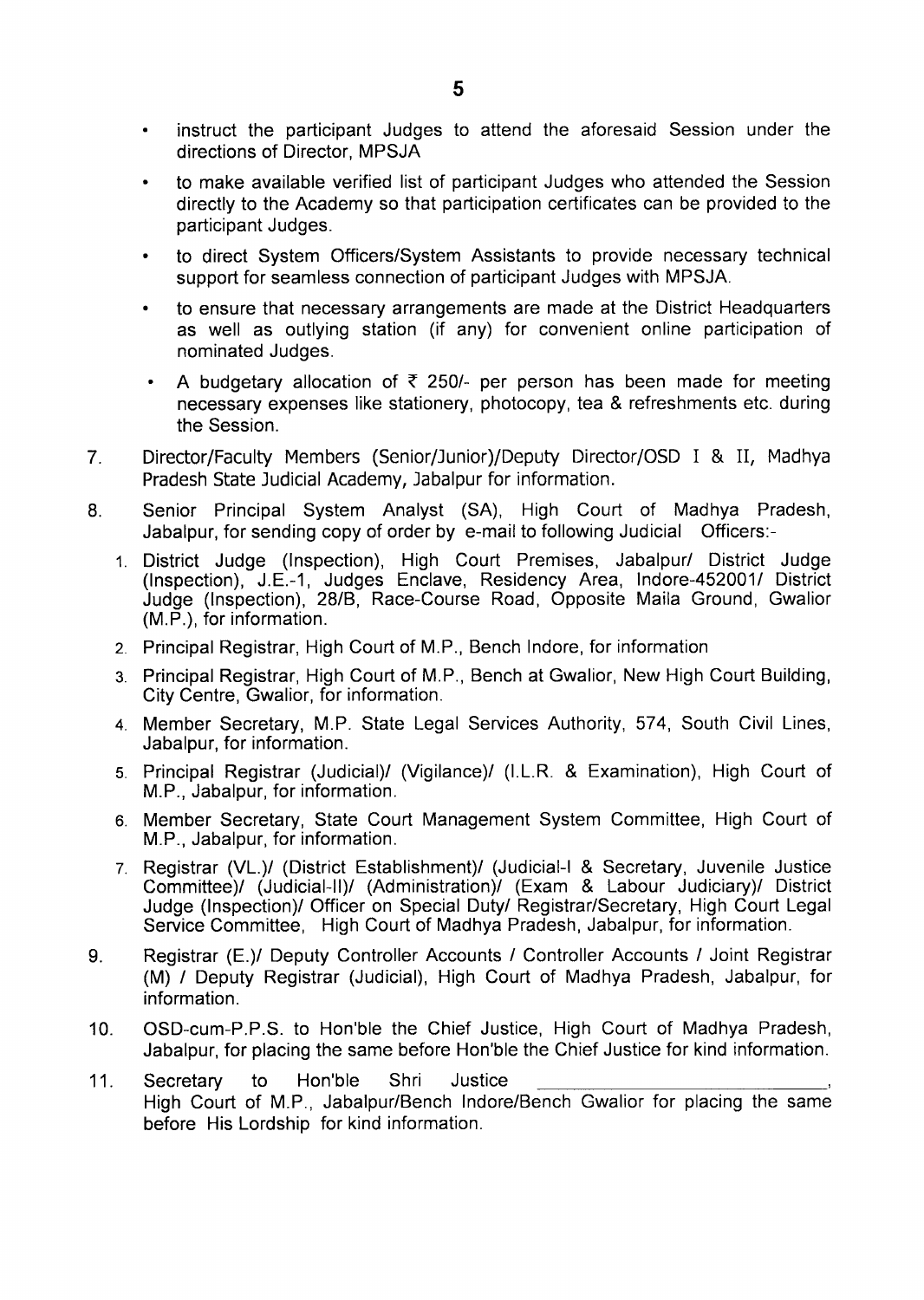- instruct the participant Judges to attend the aforesaid Session under the directions of Director, MPSJA
- to make available verified list of participant Judges who attended the Session directly to the Academy so that participation certificates can be provided to the participant Judges.
- to direct System Officers/System Assistants to provide necessary technical support for seamless connection of participant Judges with MPSJA.
- to ensure that necessary arrangements are made at the District Headquarters as well as outlying station (if any) for convenient online participation of nominated Judges.
- A budgetary allocation of ₹ 250/- per person has been made for meeting necessary expenses like stationery, photocopy, tea & refreshments etc. during the Session.

7. Director/Faculty Members (Senior/Junior)/Deputy Director/OSD I & II, Madhya Pradesh State Judicial Academy, Jabalpur for information.

8. Senior Principal System Analyst (SA), High Court of Madhya Pradesh, Jabalpur, for sending copy of order by e-mail to following Judicial Officers:-
   1. District Judge (Inspection), High Court Premises, Jabalpur/ District Judge (Inspection), J.E.-1, Judges Enclave, Residency Area, Indore-452001/ District Judge (Inspection), 28/B, Race-Course Road, Opposite Maila Ground, Gwalior (M.P.), for information.
   2. Principal Registrar, High Court of M.P., Bench Indore, for information
   3. Principal Registrar, High Court of M.P., Bench at Gwalior, New High Court Building, City Centre, Gwalior, for information.
   4. Member Secretary, M.P. State Legal Services Authority, 574, South Civil Lines, Jabalpur, for information.
   5. Principal Registrar (Judicial)/ (Vigilance)/ (I.L.R. & Examination), High Court of M.P., Jabalpur, for information.
   6. Member Secretary, State Court Management System Committee, High Court of M.P., Jabalpur, for information.
   7. Registrar (VL.)/ (District Establishment)/ (Judicial-I & Secretary, Juvenile Justice Committee)/ (Judicial-II)/ (Administration)/ (Exam & Labour Judiciary)/ District Judge (Inspection)/ Officer on Special Duty/ Registrar/Secretary, High Court Legal Service Committee, High Court of Madhya Pradesh, Jabalpur, for information.

9. Registrar (E.)/ Deputy Controller Accounts / Controller Accounts / Joint Registrar (M) / Deputy Registrar (Judicial), High Court of Madhya Pradesh, Jabalpur, for information.

10. OSD-cum-P.P.S. to Hon'ble the Chief Justice, High Court of Madhya Pradesh, Jabalpur, for placing the same before Hon'ble the Chief Justice for kind information.

11. Secretary to Hon'ble Shri Justice ____________________, High Court of M.P., Jabalpur/Bench Indore/Bench Gwalior for placing the same before His Lordship for kind information.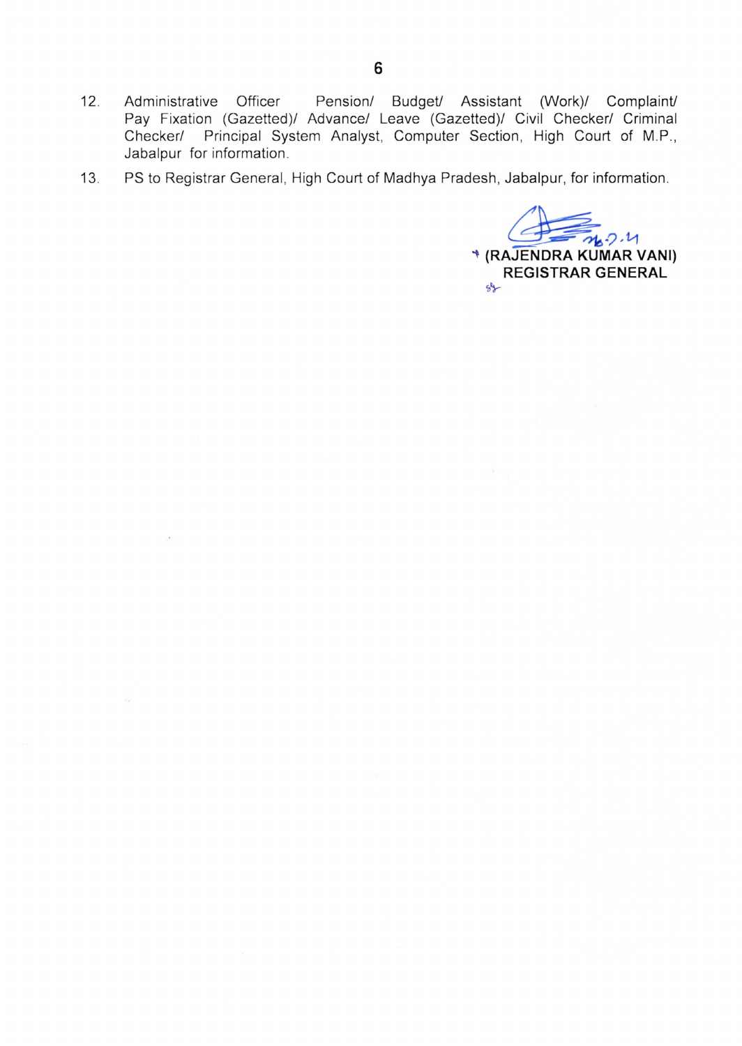12. Administrative Officer Pension/ Budget/ Assistant (Work)/ Complaint/ Pay Fixation (Gazetted)/ Advance/ Leave (Gazetted)/ Civil Checker/ Criminal Checker/ Principal System Analyst, Computer Section, High Court of M.P., Jabalpur for information.

13. PS to Registrar General, High Court of Madhya Pradesh, Jabalpur, for information.

**(RAJENDRA KUMAR VANI)**
**REGISTRAR GENERAL**